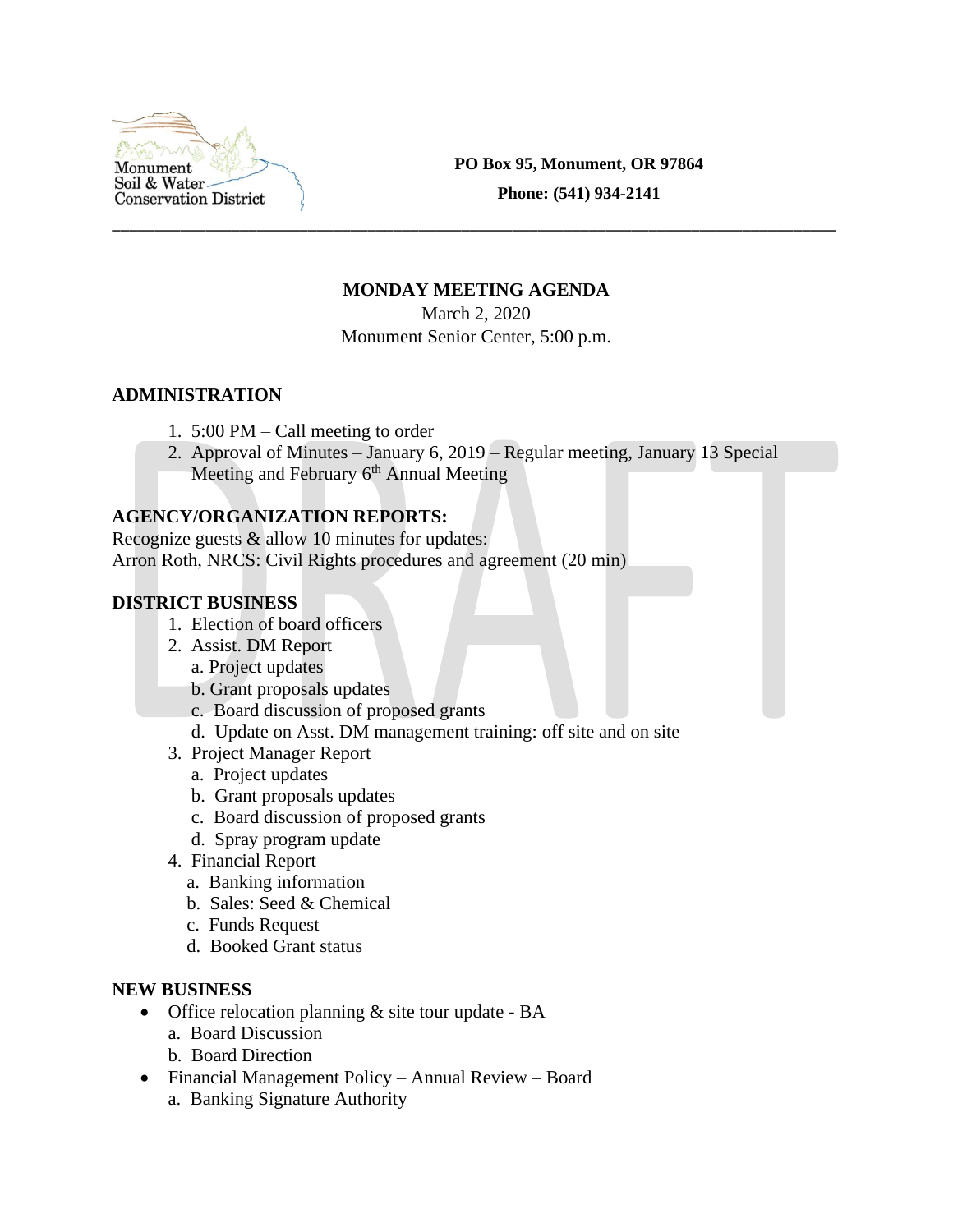Monument Soil & Water Conservation District

**PO Box 95, Monument, OR 97864**

**Phone: (541) 934-2141**

---

**MONDAY MEETING AGENDA**

March 2, 2020

Monument Senior Center, 5:00 p.m.

**ADMINISTRATION**

1. 5:00 PM – Call meeting to order
2. Approval of Minutes – January 6, 2019 – Regular meeting, January 13 Special Meeting and February 6th Annual Meeting

**AGENCY/ORGANIZATION REPORTS:**

Recognize guests & allow 10 minutes for updates:

Arron Roth, NRCS: Civil Rights procedures and agreement (20 min)

**DISTRICT BUSINESS**

1. Election of board officers
2. Assist. DM Report
   a. Project updates
   b. Grant proposals updates
   c. Board discussion of proposed grants
   d. Update on Asst. DM management training: off site and on site
3. Project Manager Report
   a. Project updates
   b. Grant proposals updates
   c. Board discussion of proposed grants
   d. Spray program update
4. Financial Report
   a. Banking information
   b. Sales: Seed & Chemical
   c. Funds Request
   d. Booked Grant status

**NEW BUSINESS**

- Office relocation planning & site tour update - BA
  a. Board Discussion
  b. Board Direction
- Financial Management Policy – Annual Review – Board
  a. Banking Signature Authority

DRAFT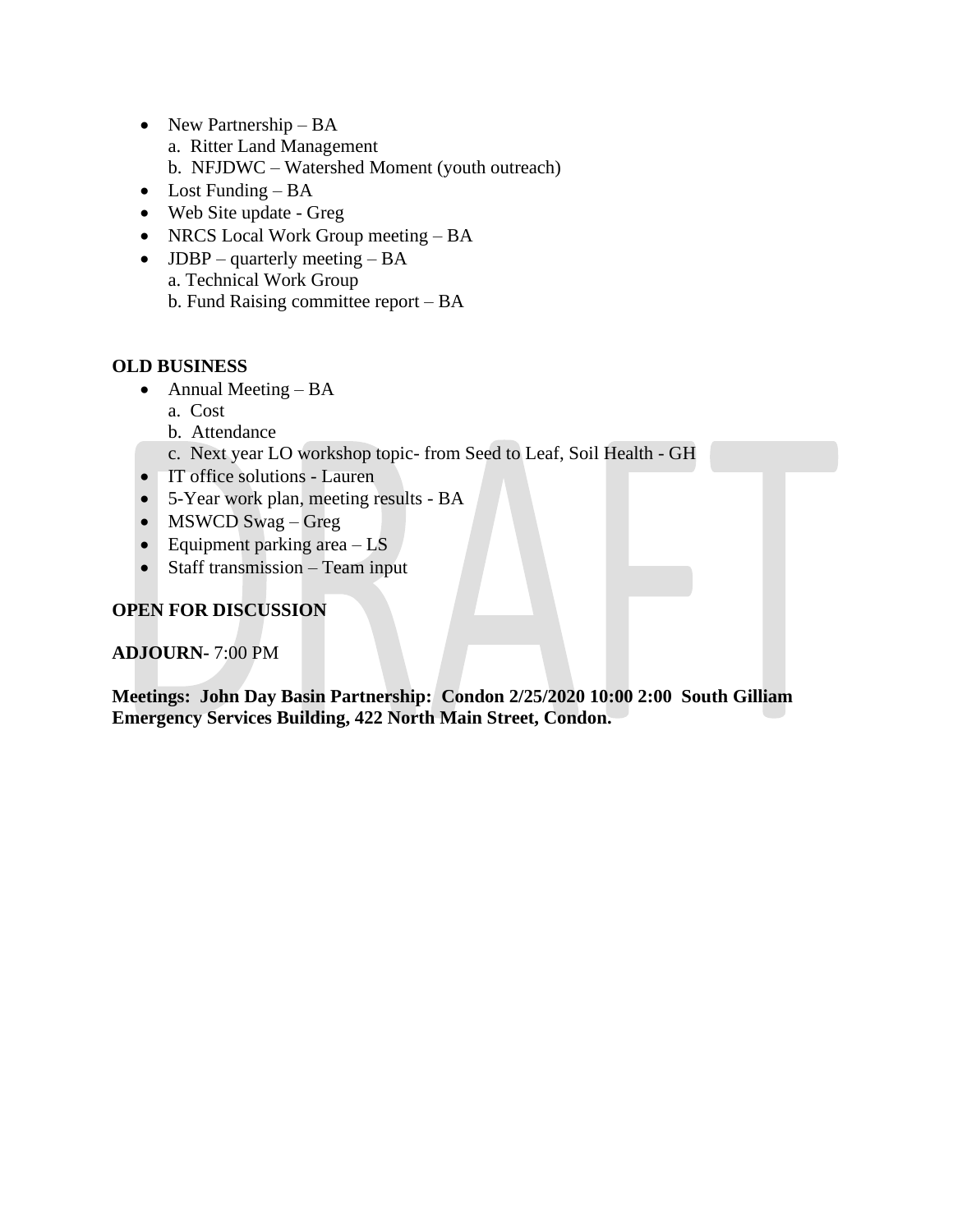- New Partnership – BA
  a. Ritter Land Management
  b. NFJDWC – Watershed Moment (youth outreach)
- Lost Funding – BA
- Web Site update - Greg
- NRCS Local Work Group meeting – BA
- JDBP – quarterly meeting – BA
  a. Technical Work Group
  b. Fund Raising committee report – BA

**OLD BUSINESS**

- Annual Meeting – BA
  a. Cost
  b. Attendance
  c. Next year LO workshop topic- from Seed to Leaf, Soil Health - GH
- IT office solutions - Lauren
- 5-Year work plan, meeting results - BA
- MSWCD Swag – Greg
- Equipment parking area – LS
- Staff transmission – Team input

**OPEN FOR DISCUSSION**

**ADJOURN-** 7:00 PM

**Meetings: John Day Basin Partnership: Condon 2/25/2020 10:00 2:00 South Gilliam Emergency Services Building, 422 North Main Street, Condon.**